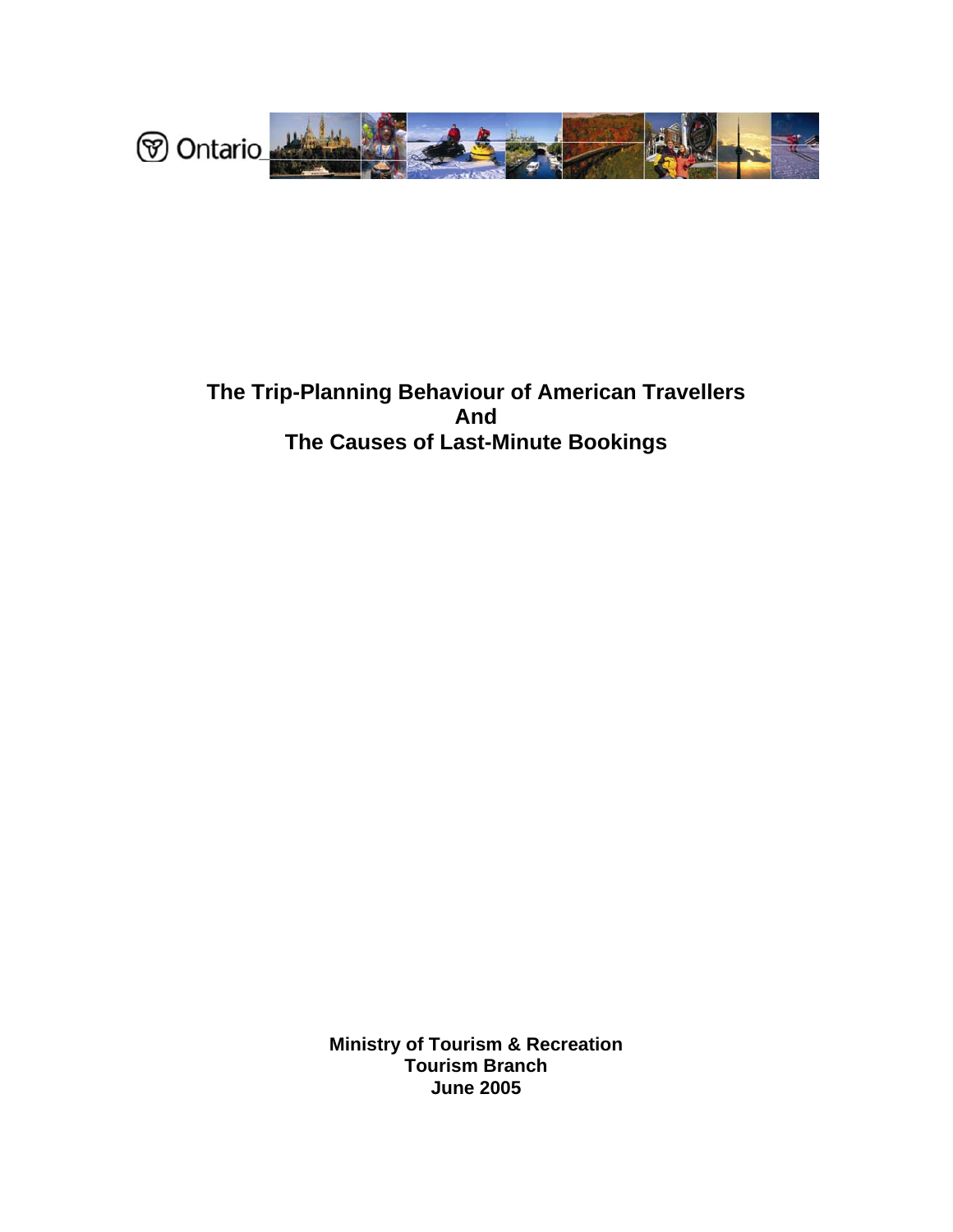Ontario

# The Trip-Planning Behaviour of American Travellers And The Causes of Last-Minute Bookings

**Ministry of Tourism & Recreation**
**Tourism Branch**
**June 2005**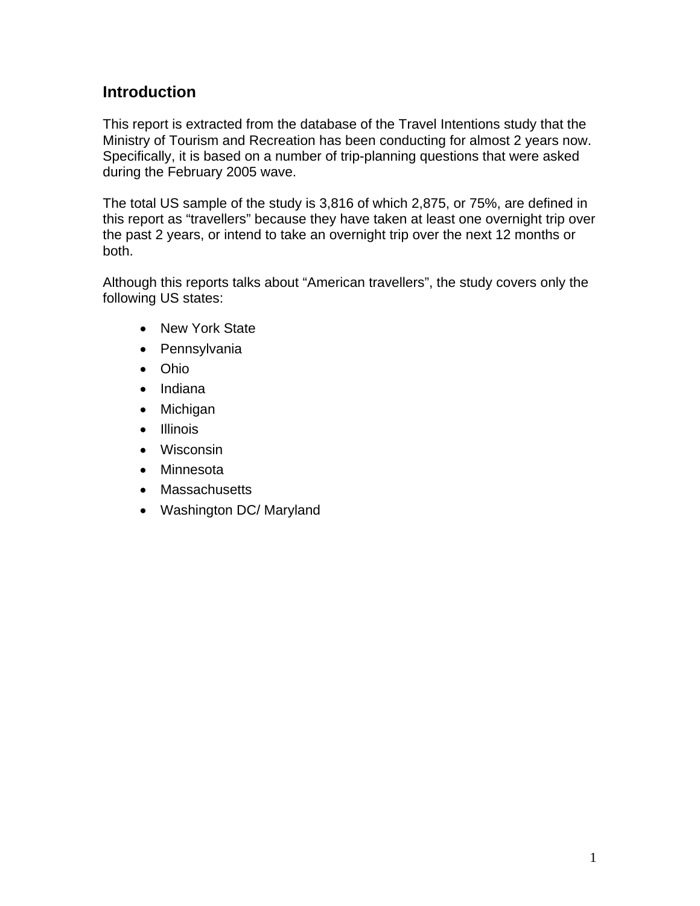## Introduction

This report is extracted from the database of the Travel Intentions study that the Ministry of Tourism and Recreation has been conducting for almost 2 years now. Specifically, it is based on a number of trip-planning questions that were asked during the February 2005 wave.

The total US sample of the study is 3,816 of which 2,875, or 75%, are defined in this report as "travellers" because they have taken at least one overnight trip over the past 2 years, or intend to take an overnight trip over the next 12 months or both.

Although this reports talks about "American travellers", the study covers only the following US states:

- New York State
- Pennsylvania
- Ohio
- Indiana
- Michigan
- Illinois
- Wisconsin
- Minnesota
- Massachusetts
- Washington DC/ Maryland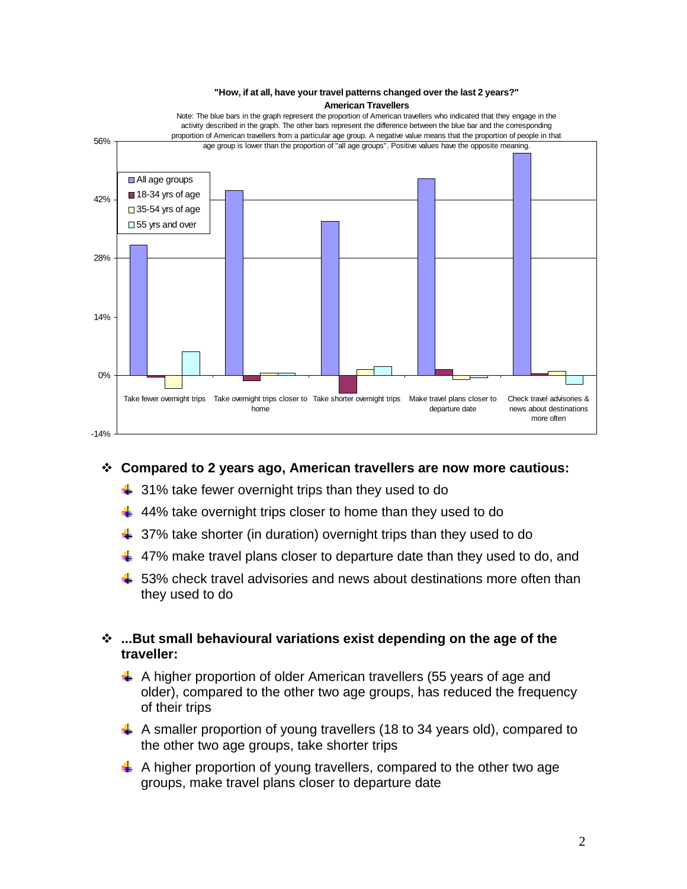**"How, if at all, have your travel patterns changed over the last 2 years?"**
**American Travellers**

Note: The blue bars in the graph represent the proportion of American travellers who indicated that they engage in the activity described in the graph. The other bars represent the difference between the blue bar and the corresponding proportion of American travellers from a particular age group. A negative value means that the proportion of people in that age group is lower than the proportion of "all age groups". Positive values have the opposite meaning.

- **Compared to 2 years ago, American travellers are now more cautious:**
  - 31% take fewer overnight trips than they used to do
  - 44% take overnight trips closer to home than they used to do
  - 37% take shorter (in duration) overnight trips than they used to do
  - 47% make travel plans closer to departure date than they used to do, and
  - 53% check travel advisories and news about destinations more often than they used to do

- **...But small behavioural variations exist depending on the age of the traveller:**
  - A higher proportion of older American travellers (55 years of age and older), compared to the other two age groups, has reduced the frequency of their trips
  - A smaller proportion of young travellers (18 to 34 years old), compared to the other two age groups, take shorter trips
  - A higher proportion of young travellers, compared to the other two age groups, make travel plans closer to departure date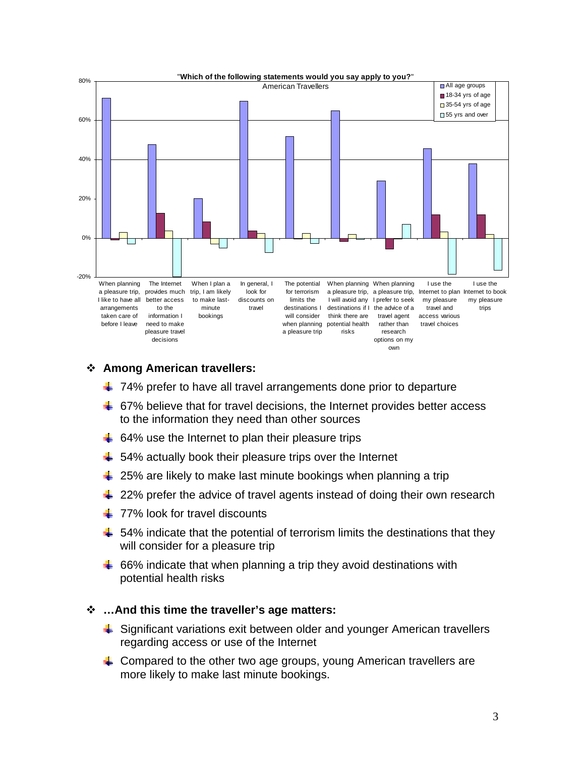"**Which of the following statements would you say apply to you?**"

American Travellers

Legend: All age groups; 18-34 yrs of age; 35-54 yrs of age; 55 yrs and over

Y-axis: -20%, 0%, 20%, 40%, 60%, 80%

Categories:
- When planning a pleasure trip, I like to have all arrangements taken care of before I leave
- The Internet provides much better access to the information I need to make pleasure travel decisions
- When I plan a trip, I am likely to make last-minute bookings
- In general, I look for discounts on travel
- The potential for terrorism limits the destinations I will consider when planning a pleasure trip
- When planning a pleasure trip, I will avoid any destinations if I think there are potential health risks
- When planning a pleasure trip, I prefer to seek the advice of a travel agent rather than research options on my own
- I use the Internet to plan my pleasure travel and access various travel choices
- I use the Internet to book my pleasure trips

- **Among American travellers:**
  - 74% prefer to have all travel arrangements done prior to departure
  - 67% believe that for travel decisions, the Internet provides better access to the information they need than other sources
  - 64% use the Internet to plan their pleasure trips
  - 54% actually book their pleasure trips over the Internet
  - 25% are likely to make last minute bookings when planning a trip
  - 22% prefer the advice of travel agents instead of doing their own research
  - 77% look for travel discounts
  - 54% indicate that the potential of terrorism limits the destinations that they will consider for a pleasure trip
  - 66% indicate that when planning a trip they avoid destinations with potential health risks

- **…And this time the traveller's age matters:**
  - Significant variations exit between older and younger American travellers regarding access or use of the Internet
  - Compared to the other two age groups, young American travellers are more likely to make last minute bookings.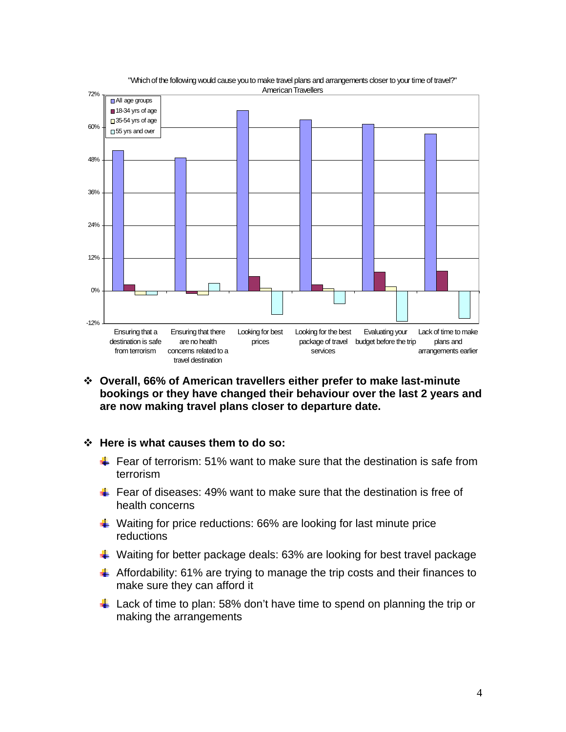"Which of the following would cause you to make travel plans and arrangements closer to your time of travel?"
American Travellers

- Overall, 66% of American travellers either prefer to make last-minute bookings or they have changed their behaviour over the last 2 years and are now making travel plans closer to departure date.

- **Here is what causes them to do so:**
  - Fear of terrorism: 51% want to make sure that the destination is safe from terrorism
  - Fear of diseases: 49% want to make sure that the destination is free of health concerns
  - Waiting for price reductions: 66% are looking for last minute price reductions
  - Waiting for better package deals: 63% are looking for best travel package
  - Affordability: 61% are trying to manage the trip costs and their finances to make sure they can afford it
  - Lack of time to plan: 58% don't have time to spend on planning the trip or making the arrangements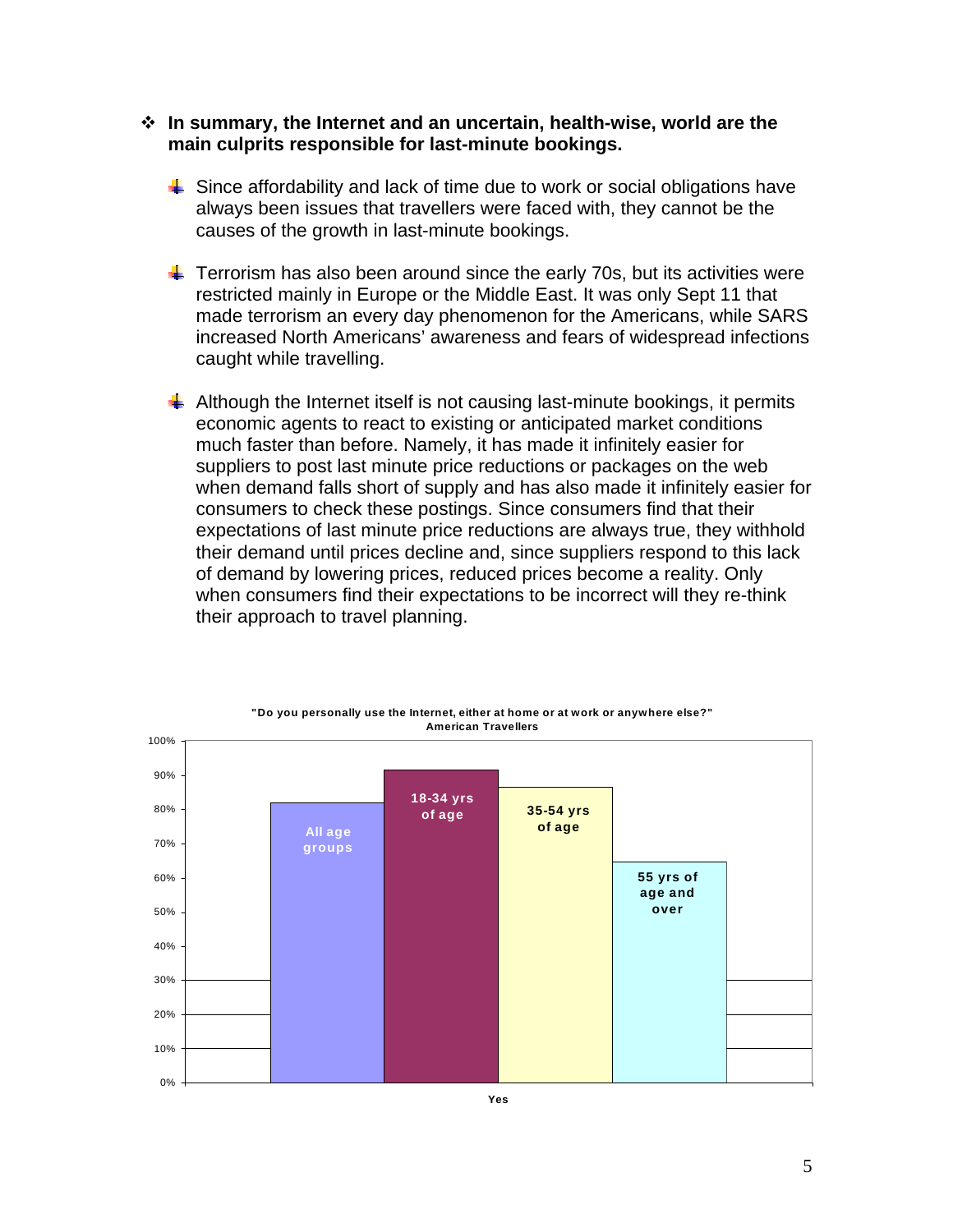❖ **In summary, the Internet and an uncertain, health-wise, world are the main culprits responsible for last-minute bookings.**

- Since affordability and lack of time due to work or social obligations have always been issues that travellers were faced with, they cannot be the causes of the growth in last-minute bookings.

- Terrorism has also been around since the early 70s, but its activities were restricted mainly in Europe or the Middle East. It was only Sept 11 that made terrorism an every day phenomenon for the Americans, while SARS increased North Americans' awareness and fears of widespread infections caught while travelling.

- Although the Internet itself is not causing last-minute bookings, it permits economic agents to react to existing or anticipated market conditions much faster than before. Namely, it has made it infinitely easier for suppliers to post last minute price reductions or packages on the web when demand falls short of supply and has also made it infinitely easier for consumers to check these postings. Since consumers find that their expectations of last minute price reductions are always true, they withhold their demand until prices decline and, since suppliers respond to this lack of demand by lowering prices, reduced prices become a reality. Only when consumers find their expectations to be incorrect will they re-think their approach to travel planning.

**"Do you personally use the Internet, either at home or at work or anywhere else?"**
**American Travellers**

Categories (Yes): All age groups; 18-34 yrs of age; 35-54 yrs of age; 55 yrs of age and over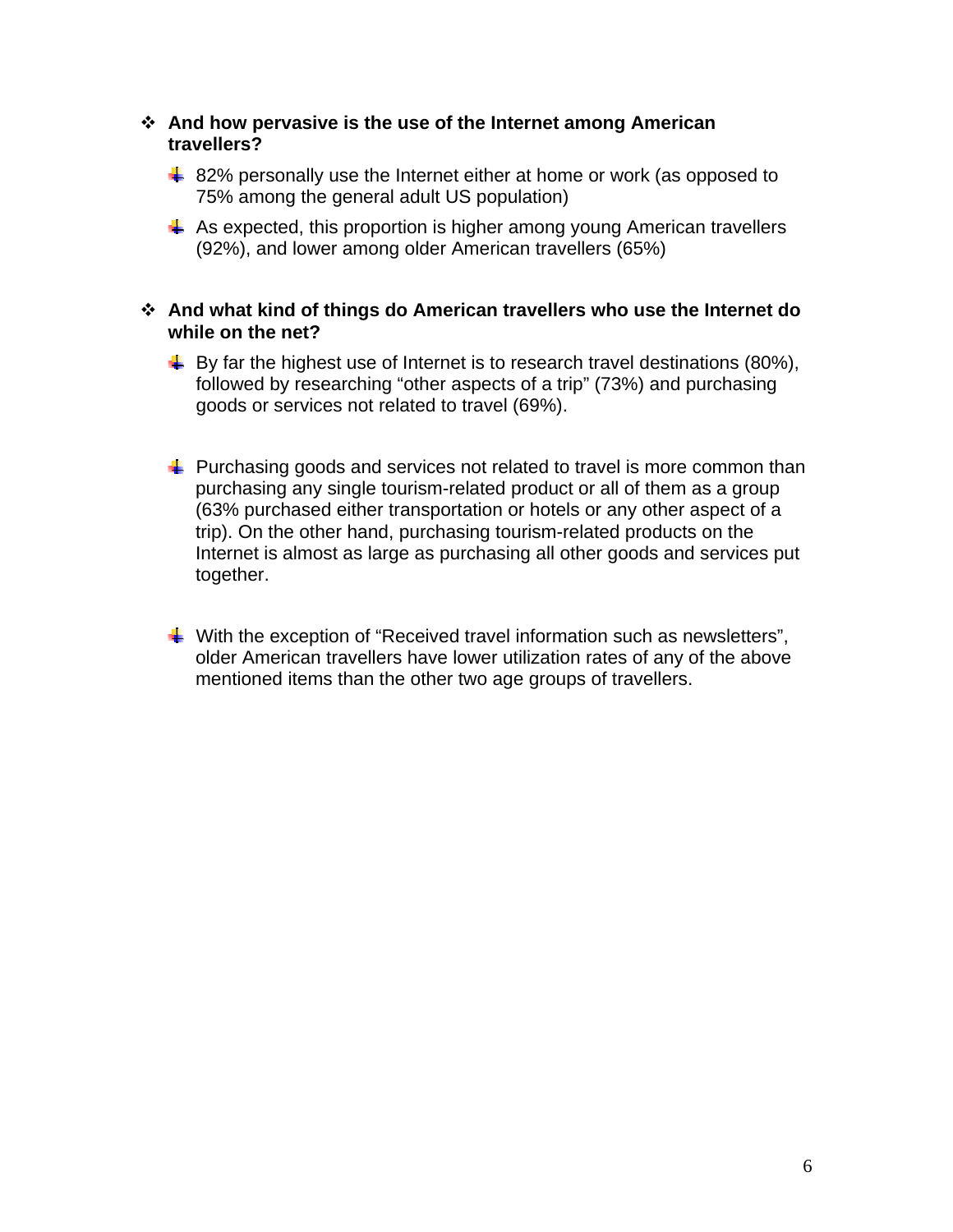- **And how pervasive is the use of the Internet among American travellers?**
  - 82% personally use the Internet either at home or work (as opposed to 75% among the general adult US population)
  - As expected, this proportion is higher among young American travellers (92%), and lower among older American travellers (65%)

- **And what kind of things do American travellers who use the Internet do while on the net?**
  - By far the highest use of Internet is to research travel destinations (80%), followed by researching "other aspects of a trip" (73%) and purchasing goods or services not related to travel (69%).
  - Purchasing goods and services not related to travel is more common than purchasing any single tourism-related product or all of them as a group (63% purchased either transportation or hotels or any other aspect of a trip). On the other hand, purchasing tourism-related products on the Internet is almost as large as purchasing all other goods and services put together.
  - With the exception of "Received travel information such as newsletters", older American travellers have lower utilization rates of any of the above mentioned items than the other two age groups of travellers.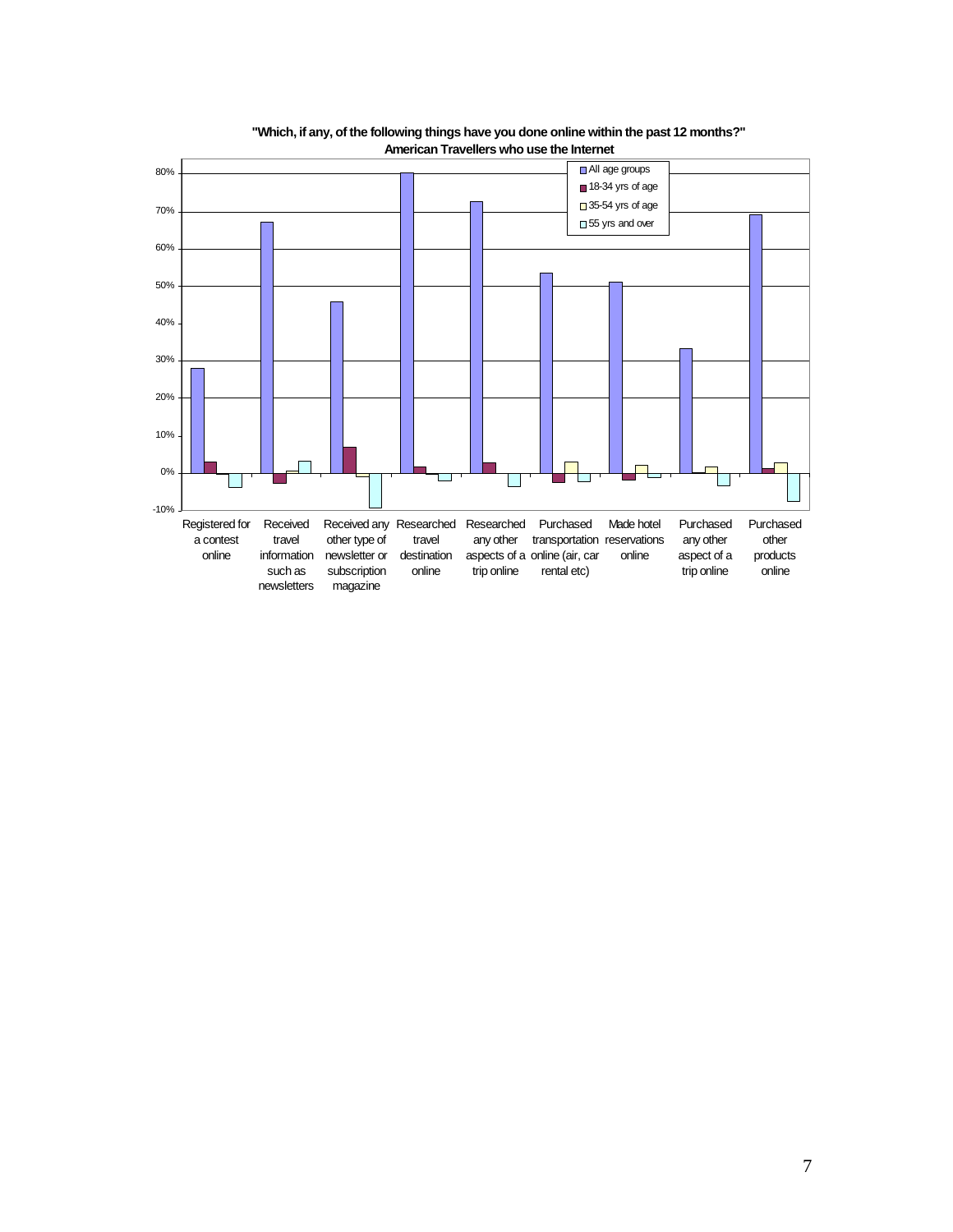"Which, if any, of the following things have you done online within the past 12 months?"
American Travellers who use the Internet

All age groups
18-34 yrs of age
35-54 yrs of age
55 yrs and over

80%
70%
60%
50%
40%
30%
20%
10%
0%
-10%

Registered for a contest online
Received travel information such as newsletters
Received any other type of newsletter or subscription magazine
Researched travel destination online
Researched any other aspects of a trip online
Purchased transportation online (air, car rental etc)
Made hotel reservations online
Purchased any other aspect of a trip online
Purchased other products online